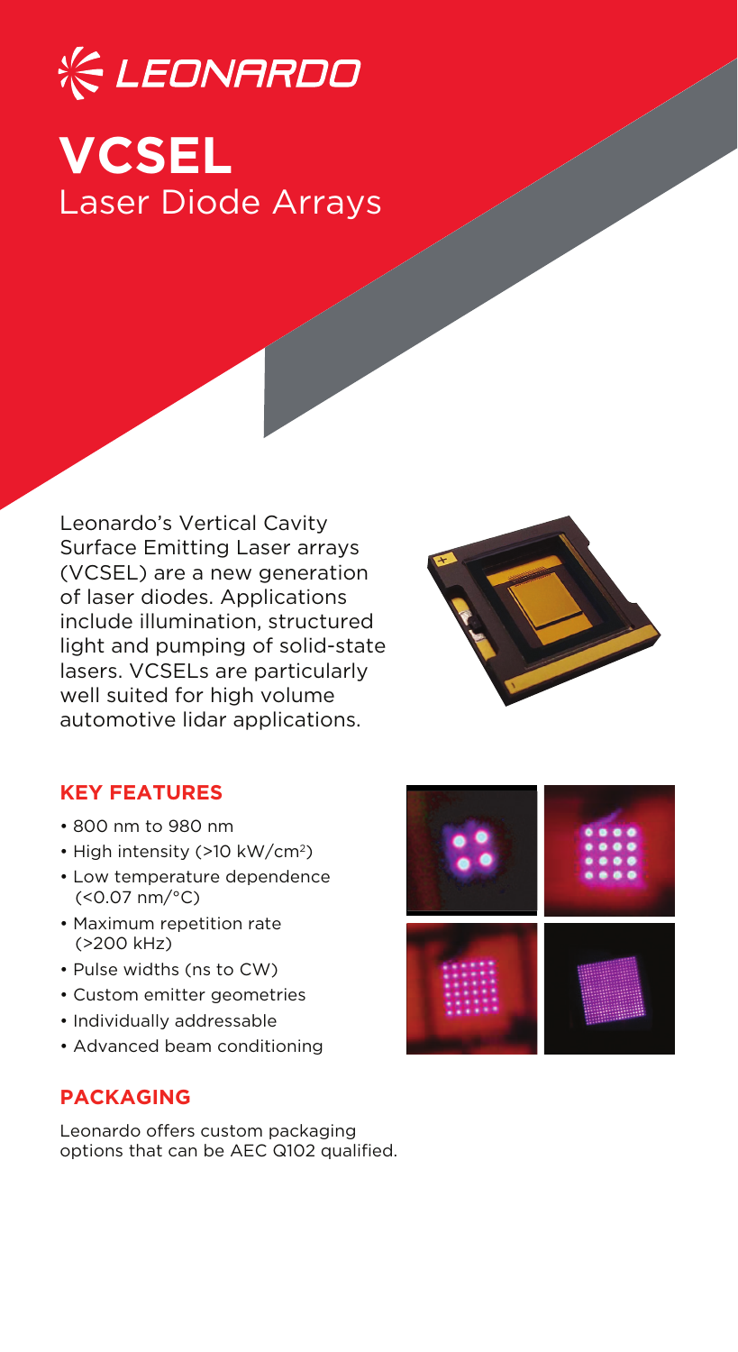LEONARDO

# VCSEL

## Laser Diode Arrays

Leonardo's Vertical Cavity Surface Emitting Laser arrays (VCSEL) are a new generation of laser diodes. Applications include illumination, structured light and pumping of solid-state lasers. VCSELs are particularly well suited for high volume automotive lidar applications.

### KEY FEATURES

- 800 nm to 980 nm
- High intensity (>10 kW/cm$^2$)
- Low temperature dependence (<0.07 nm/°C)
- Maximum repetition rate (>200 kHz)
- Pulse widths (ns to CW)
- Custom emitter geometries
- Individually addressable
- Advanced beam conditioning

### PACKAGING

Leonardo offers custom packaging options that can be AEC Q102 qualified.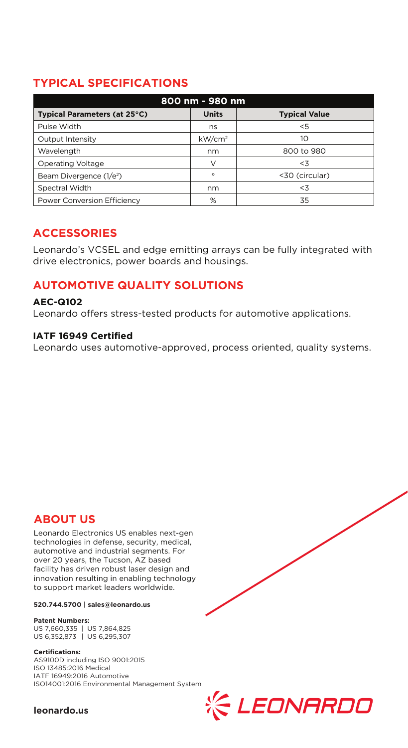## TYPICAL SPECIFICATIONS

| 800 nm - 980 nm | | |
|---|---|---|
| **Typical Parameters (at 25°C)** | **Units** | **Typical Value** |
| Pulse Width | ns | <5 |
| Output Intensity | $kW/cm^2$ | 10 |
| Wavelength | nm | 800 to 980 |
| Operating Voltage | V | <3 |
| Beam Divergence ($1/e^2$) | ° | <30 (circular) |
| Spectral Width | nm | <3 |
| Power Conversion Efficiency | % | 35 |

## ACCESSORIES

Leonardo's VCSEL and edge emitting arrays can be fully integrated with drive electronics, power boards and housings.

## AUTOMOTIVE QUALITY SOLUTIONS

**AEC-Q102**

Leonardo offers stress-tested products for automotive applications.

**IATF 16949 Certified**

Leonardo uses automotive-approved, process oriented, quality systems.

## ABOUT US

Leonardo Electronics US enables next-gen technologies in defense, security, medical, automotive and industrial segments. For over 20 years, the Tucson, AZ based facility has driven robust laser design and innovation resulting in enabling technology to support market leaders worldwide.

**520.744.5700 | sales@leonardo.us**

**Patent Numbers:**
US 7,660,335 | US 7,864,825
US 6,352,873 | US 6,295,307

**Certifications:**
AS9100D including ISO 9001:2015
ISO 13485:2016 Medical
IATF 16949:2016 Automotive
ISO14001:2016 Environmental Management System

**leonardo.us**

LEONARDO